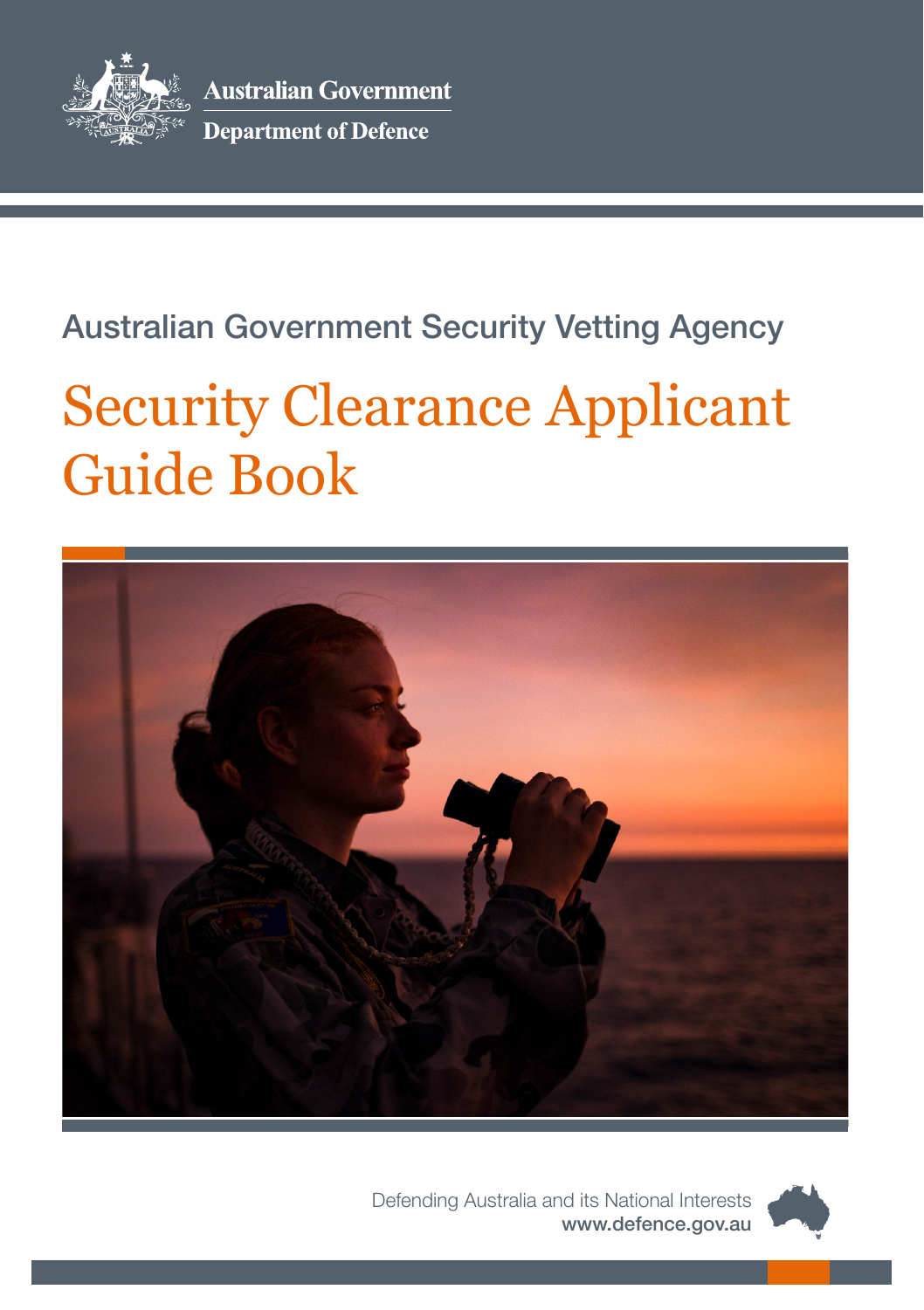Australian Government

Department of Defence

Australian Government Security Vetting Agency

# Security Clearance Applicant Guide Book

Defending Australia and its National Interests

www.defence.gov.au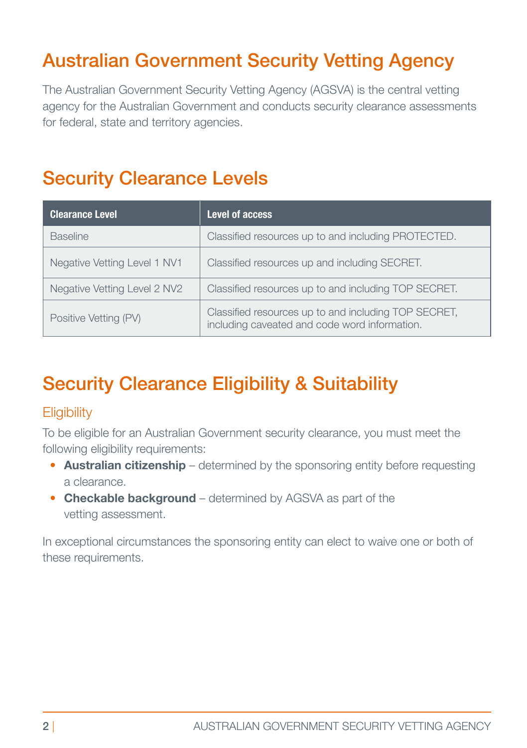# Australian Government Security Vetting Agency

The Australian Government Security Vetting Agency (AGSVA) is the central vetting agency for the Australian Government and conducts security clearance assessments for federal, state and territory agencies.

# Security Clearance Levels

| Clearance Level | Level of access |
| --- | --- |
| Baseline | Classified resources up to and including PROTECTED. |
| Negative Vetting Level 1 NV1 | Classified resources up and including SECRET. |
| Negative Vetting Level 2 NV2 | Classified resources up to and including TOP SECRET. |
| Positive Vetting (PV) | Classified resources up to and including TOP SECRET, including caveated and code word information. |

# Security Clearance Eligibility & Suitability

## Eligibility

To be eligible for an Australian Government security clearance, you must meet the following eligibility requirements:

- **Australian citizenship** – determined by the sponsoring entity before requesting a clearance.
- **Checkable background** – determined by AGSVA as part of the vetting assessment.

In exceptional circumstances the sponsoring entity can elect to waive one or both of these requirements.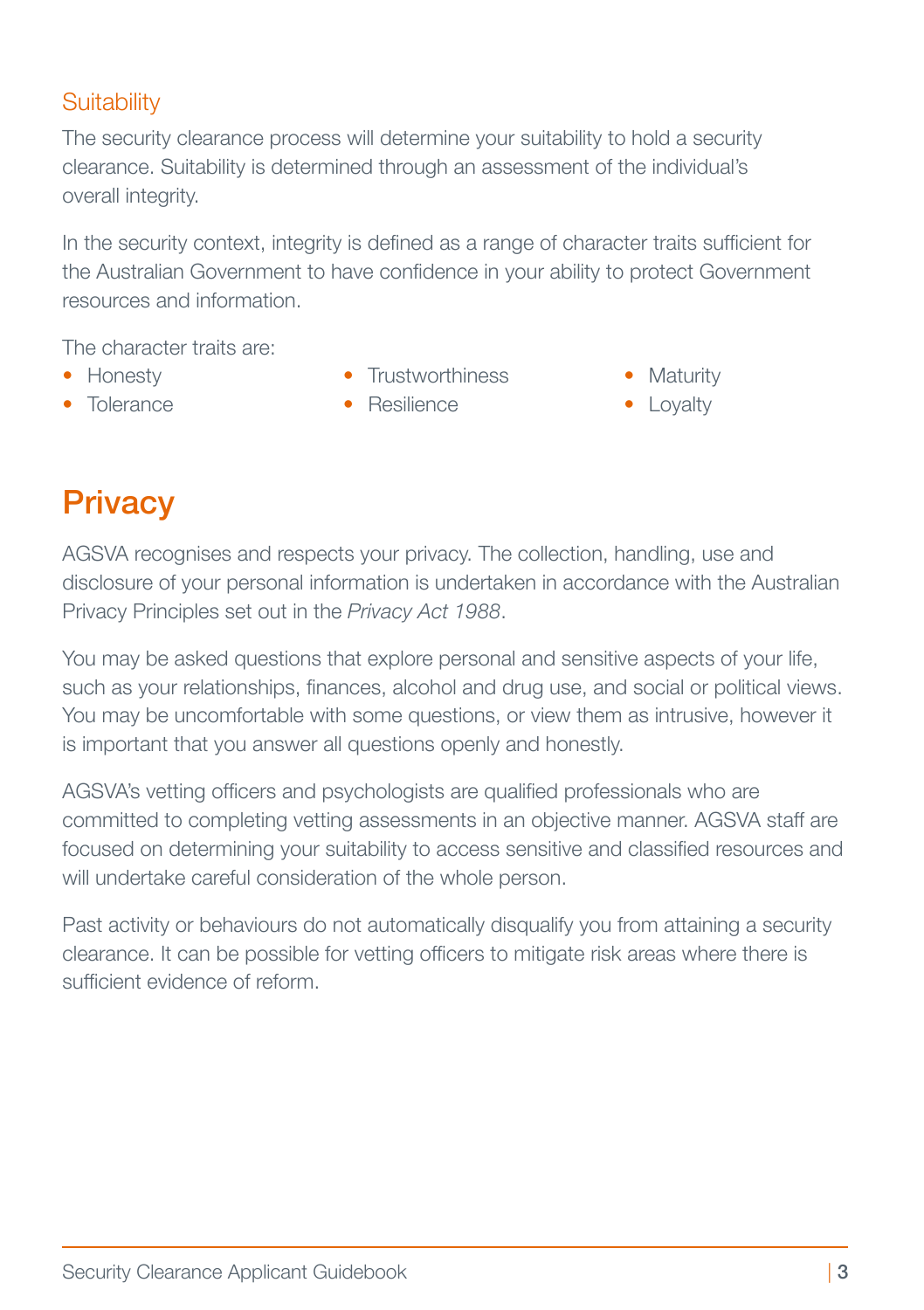### Suitability

The security clearance process will determine your suitability to hold a security clearance. Suitability is determined through an assessment of the individual's overall integrity.

In the security context, integrity is defined as a range of character traits sufficient for the Australian Government to have confidence in your ability to protect Government resources and information.

The character traits are:

- Honesty
- Tolerance
- Trustworthiness
- Resilience
- Maturity
- Loyalty

## Privacy

AGSVA recognises and respects your privacy. The collection, handling, use and disclosure of your personal information is undertaken in accordance with the Australian Privacy Principles set out in the *Privacy Act 1988*.

You may be asked questions that explore personal and sensitive aspects of your life, such as your relationships, finances, alcohol and drug use, and social or political views. You may be uncomfortable with some questions, or view them as intrusive, however it is important that you answer all questions openly and honestly.

AGSVA's vetting officers and psychologists are qualified professionals who are committed to completing vetting assessments in an objective manner. AGSVA staff are focused on determining your suitability to access sensitive and classified resources and will undertake careful consideration of the whole person.

Past activity or behaviours do not automatically disqualify you from attaining a security clearance. It can be possible for vetting officers to mitigate risk areas where there is sufficient evidence of reform.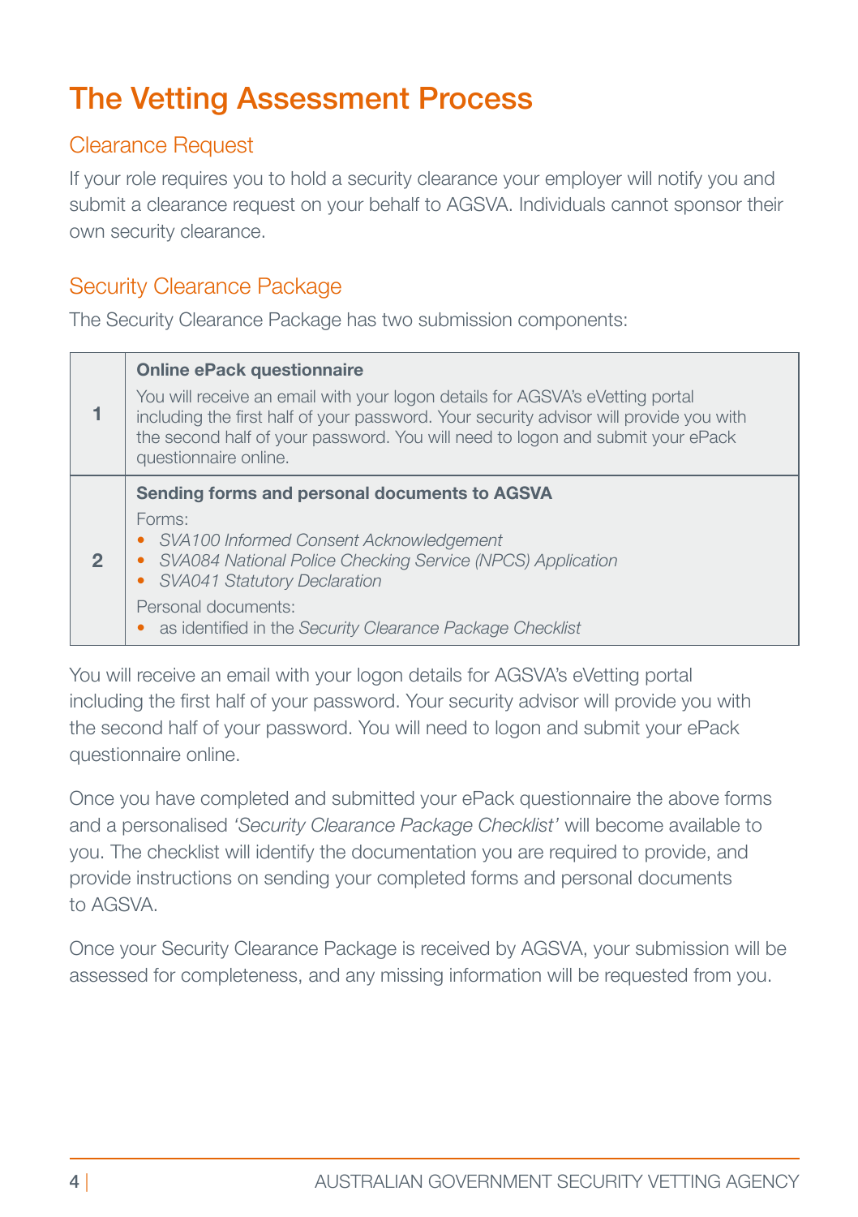# The Vetting Assessment Process

## Clearance Request

If your role requires you to hold a security clearance your employer will notify you and submit a clearance request on your behalf to AGSVA. Individuals cannot sponsor their own security clearance.

## Security Clearance Package

The Security Clearance Package has two submission components:

| | |
|---|---|
| **1** | **Online ePack questionnaire**<br>You will receive an email with your logon details for AGSVA's eVetting portal including the first half of your password. Your security advisor will provide you with the second half of your password. You will need to logon and submit your ePack questionnaire online. |
| **2** | **Sending forms and personal documents to AGSVA**<br>Forms:<br>• *SVA100 Informed Consent Acknowledgement*<br>• *SVA084 National Police Checking Service (NPCS) Application*<br>• *SVA041 Statutory Declaration*<br>Personal documents:<br>• as identified in the *Security Clearance Package Checklist* |

You will receive an email with your logon details for AGSVA's eVetting portal including the first half of your password. Your security advisor will provide you with the second half of your password. You will need to logon and submit your ePack questionnaire online.

Once you have completed and submitted your ePack questionnaire the above forms and a personalised *'Security Clearance Package Checklist'* will become available to you. The checklist will identify the documentation you are required to provide, and provide instructions on sending your completed forms and personal documents to AGSVA.

Once your Security Clearance Package is received by AGSVA, your submission will be assessed for completeness, and any missing information will be requested from you.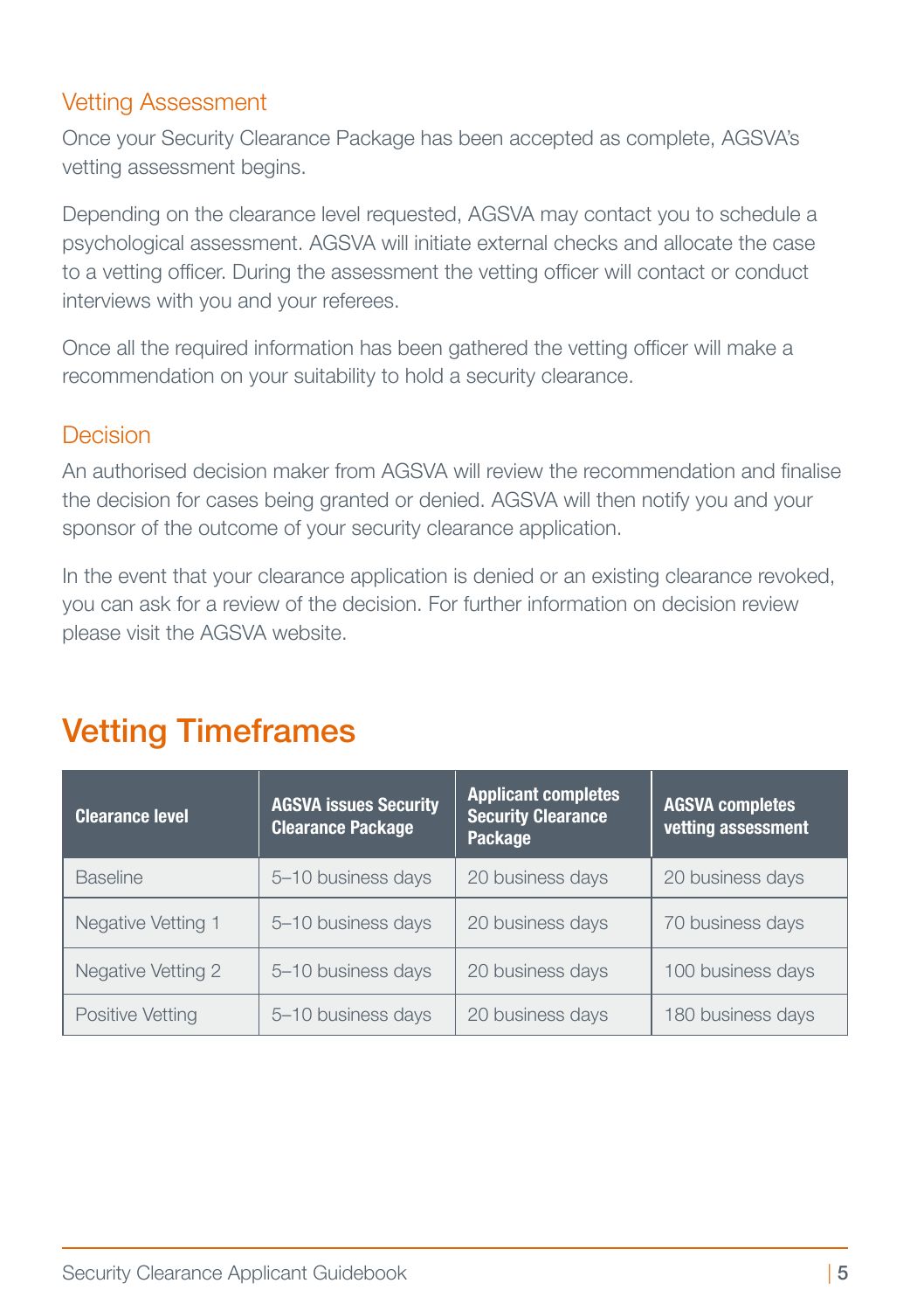### Vetting Assessment

Once your Security Clearance Package has been accepted as complete, AGSVA's vetting assessment begins.

Depending on the clearance level requested, AGSVA may contact you to schedule a psychological assessment. AGSVA will initiate external checks and allocate the case to a vetting officer. During the assessment the vetting officer will contact or conduct interviews with you and your referees.

Once all the required information has been gathered the vetting officer will make a recommendation on your suitability to hold a security clearance.

### Decision

An authorised decision maker from AGSVA will review the recommendation and finalise the decision for cases being granted or denied. AGSVA will then notify you and your sponsor of the outcome of your security clearance application.

In the event that your clearance application is denied or an existing clearance revoked, you can ask for a review of the decision. For further information on decision review please visit the AGSVA website.

## Vetting Timeframes

| Clearance level | AGSVA issues Security Clearance Package | Applicant completes Security Clearance Package | AGSVA completes vetting assessment |
|---|---|---|---|
| Baseline | 5–10 business days | 20 business days | 20 business days |
| Negative Vetting 1 | 5–10 business days | 20 business days | 70 business days |
| Negative Vetting 2 | 5–10 business days | 20 business days | 100 business days |
| Positive Vetting | 5–10 business days | 20 business days | 180 business days |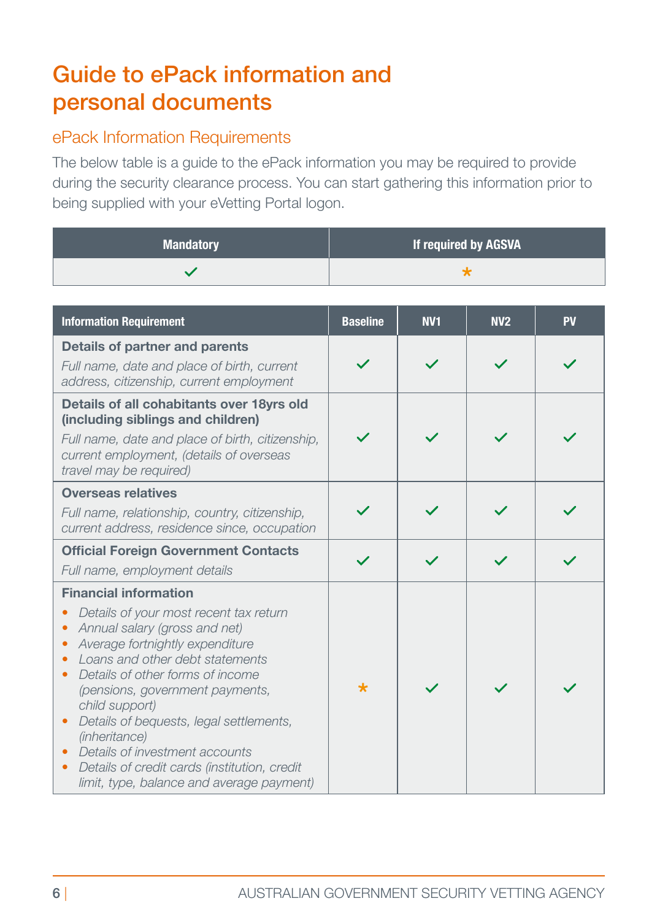# Guide to ePack information and personal documents

## ePack Information Requirements

The below table is a guide to the ePack information you may be required to provide during the security clearance process. You can start gathering this information prior to being supplied with your eVetting Portal logon.

| Mandatory | If required by AGSVA |
|---|---|
| ✓ | * |

| Information Requirement | Baseline | NV1 | NV2 | PV |
|---|---|---|---|---|
| **Details of partner and parents**<br>*Full name, date and place of birth, current address, citizenship, current employment* | ✓ | ✓ | ✓ | ✓ |
| **Details of all cohabitants over 18yrs old (including siblings and children)**<br>*Full name, date and place of birth, citizenship, current employment, (details of overseas travel may be required)* | ✓ | ✓ | ✓ | ✓ |
| **Overseas relatives**<br>*Full name, relationship, country, citizenship, current address, residence since, occupation* | ✓ | ✓ | ✓ | ✓ |
| **Official Foreign Government Contacts**<br>*Full name, employment details* | ✓ | ✓ | ✓ | ✓ |
| **Financial information**<br>• *Details of your most recent tax return*<br>• *Annual salary (gross and net)*<br>• *Average fortnightly expenditure*<br>• *Loans and other debt statements*<br>• *Details of other forms of income (pensions, government payments, child support)*<br>• *Details of bequests, legal settlements, (inheritance)*<br>• *Details of investment accounts*<br>• *Details of credit cards (institution, credit limit, type, balance and average payment)* | * | ✓ | ✓ | ✓ |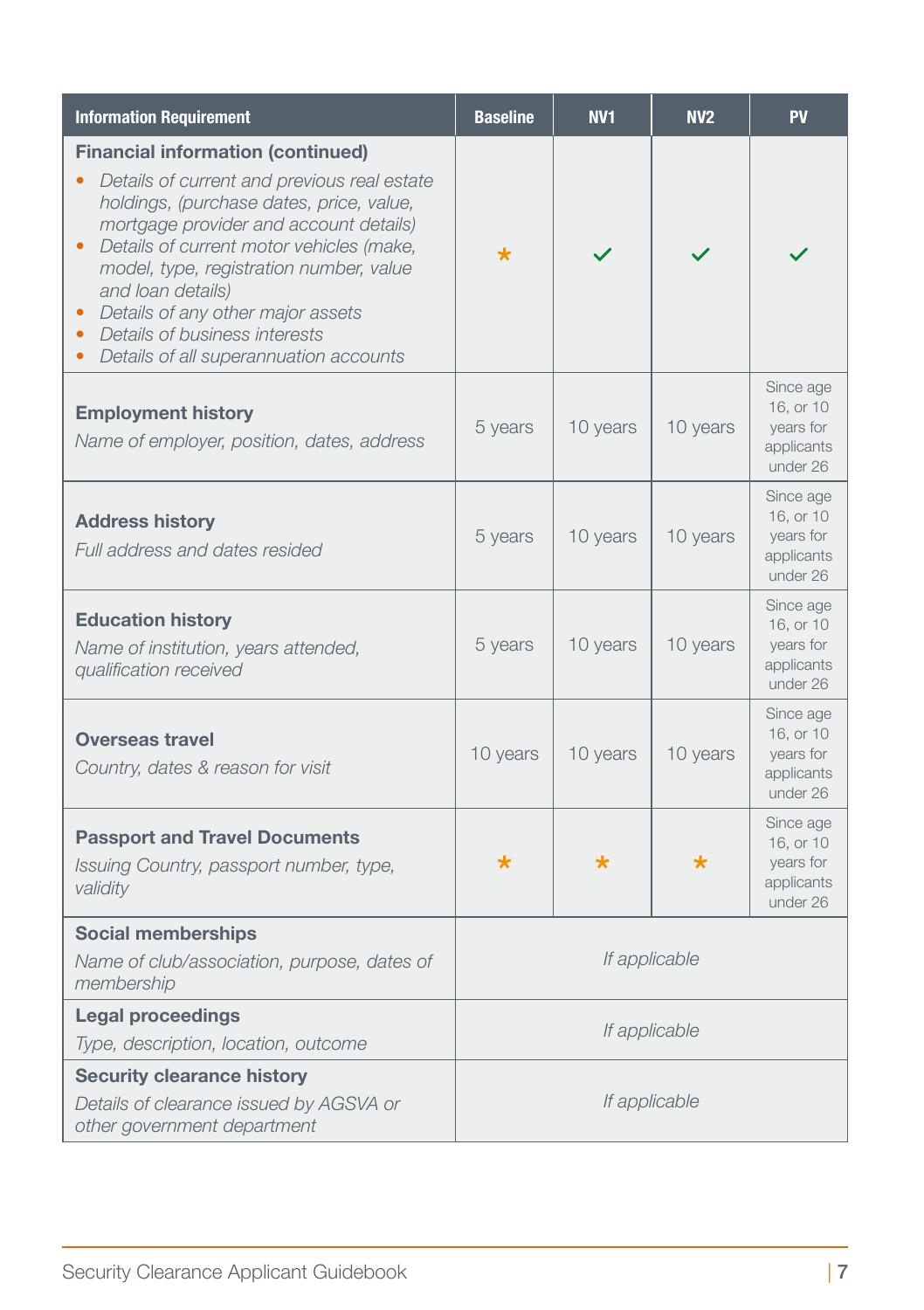| Information Requirement | Baseline | NV1 | NV2 | PV |
|---|---|---|---|---|
| **Financial information (continued)**<br>• *Details of current and previous real estate holdings, (purchase dates, price, value, mortgage provider and account details)*<br>• *Details of current motor vehicles (make, model, type, registration number, value and loan details)*<br>• *Details of any other major assets*<br>• *Details of business interests*<br>• *Details of all superannuation accounts* | * | ✓ | ✓ | ✓ |
| **Employment history**<br>*Name of employer, position, dates, address* | 5 years | 10 years | 10 years | Since age 16, or 10 years for applicants under 26 |
| **Address history**<br>*Full address and dates resided* | 5 years | 10 years | 10 years | Since age 16, or 10 years for applicants under 26 |
| **Education history**<br>*Name of institution, years attended, qualification received* | 5 years | 10 years | 10 years | Since age 16, or 10 years for applicants under 26 |
| **Overseas travel**<br>*Country, dates & reason for visit* | 10 years | 10 years | 10 years | Since age 16, or 10 years for applicants under 26 |
| **Passport and Travel Documents**<br>*Issuing Country, passport number, type, validity* | * | * | * | Since age 16, or 10 years for applicants under 26 |
| **Social memberships**<br>*Name of club/association, purpose, dates of membership* | *If applicable* | | | |
| **Legal proceedings**<br>*Type, description, location, outcome* | *If applicable* | | | |
| **Security clearance history**<br>*Details of clearance issued by AGSVA or other government department* | *If applicable* | | | |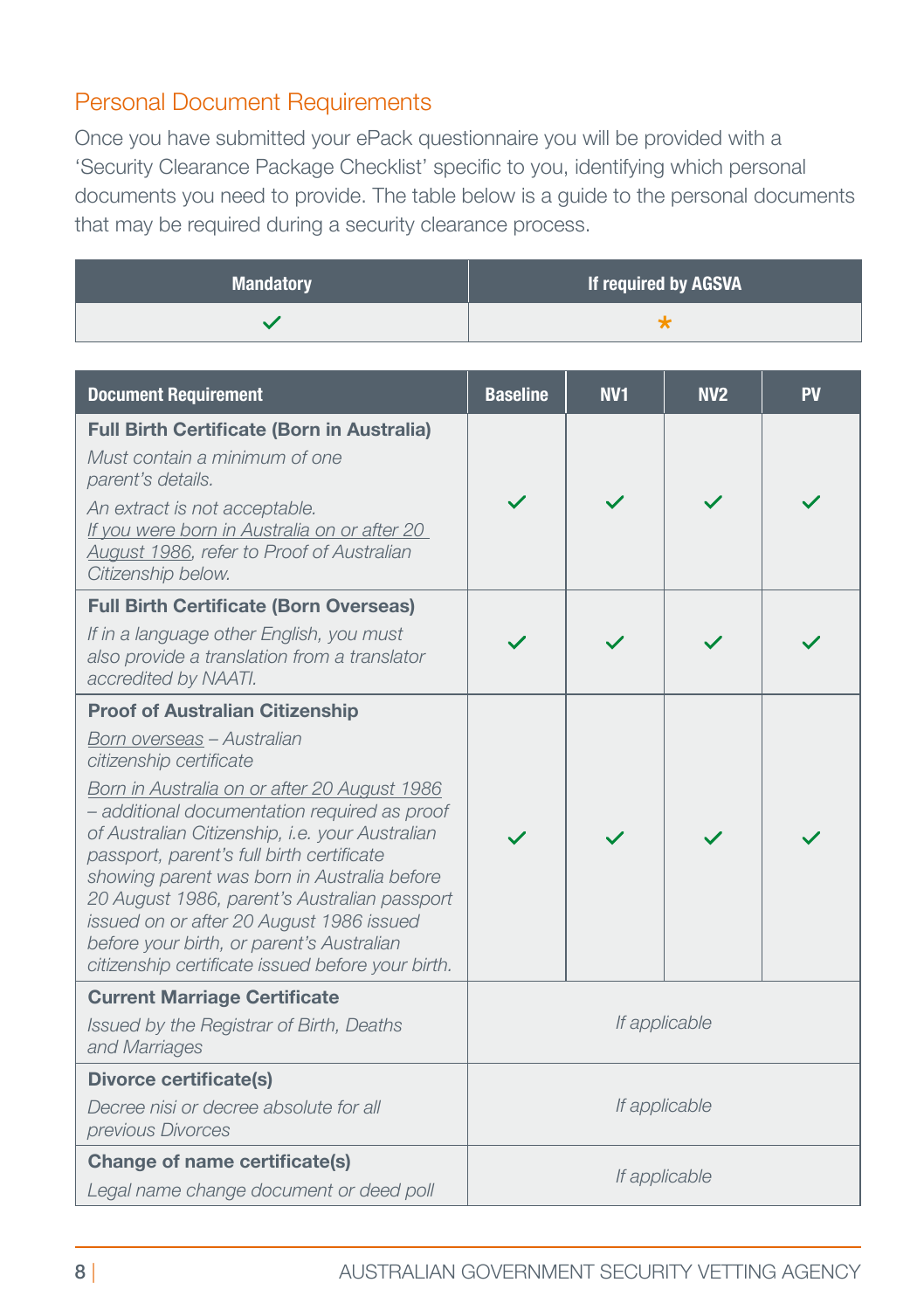## Personal Document Requirements

Once you have submitted your ePack questionnaire you will be provided with a 'Security Clearance Package Checklist' specific to you, identifying which personal documents you need to provide. The table below is a guide to the personal documents that may be required during a security clearance process.

| Mandatory | If required by AGSVA |
|---|---|
| ✓ | * |

| Document Requirement | Baseline | NV1 | NV2 | PV |
|---|---|---|---|---|
| **Full Birth Certificate (Born in Australia)**<br>*Must contain a minimum of one parent's details.*<br>*An extract is not acceptable.*<br>*If you were born in Australia on or after 20 August 1986, refer to Proof of Australian Citizenship below.* | ✓ | ✓ | ✓ | ✓ |
| **Full Birth Certificate (Born Overseas)**<br>*If in a language other English, you must also provide a translation from a translator accredited by NAATI.* | ✓ | ✓ | ✓ | ✓ |
| **Proof of Australian Citizenship**<br>*Born overseas – Australian citizenship certificate*<br>*Born in Australia on or after 20 August 1986 – additional documentation required as proof of Australian Citizenship, i.e. your Australian passport, parent's full birth certificate showing parent was born in Australia before 20 August 1986, parent's Australian passport issued on or after 20 August 1986 issued before your birth, or parent's Australian citizenship certificate issued before your birth.* | ✓ | ✓ | ✓ | ✓ |
| **Current Marriage Certificate**<br>*Issued by the Registrar of Birth, Deaths and Marriages* | *If applicable* | | | |
| **Divorce certificate(s)**<br>*Decree nisi or decree absolute for all previous Divorces* | *If applicable* | | | |
| **Change of name certificate(s)**<br>*Legal name change document or deed poll* | *If applicable* | | | |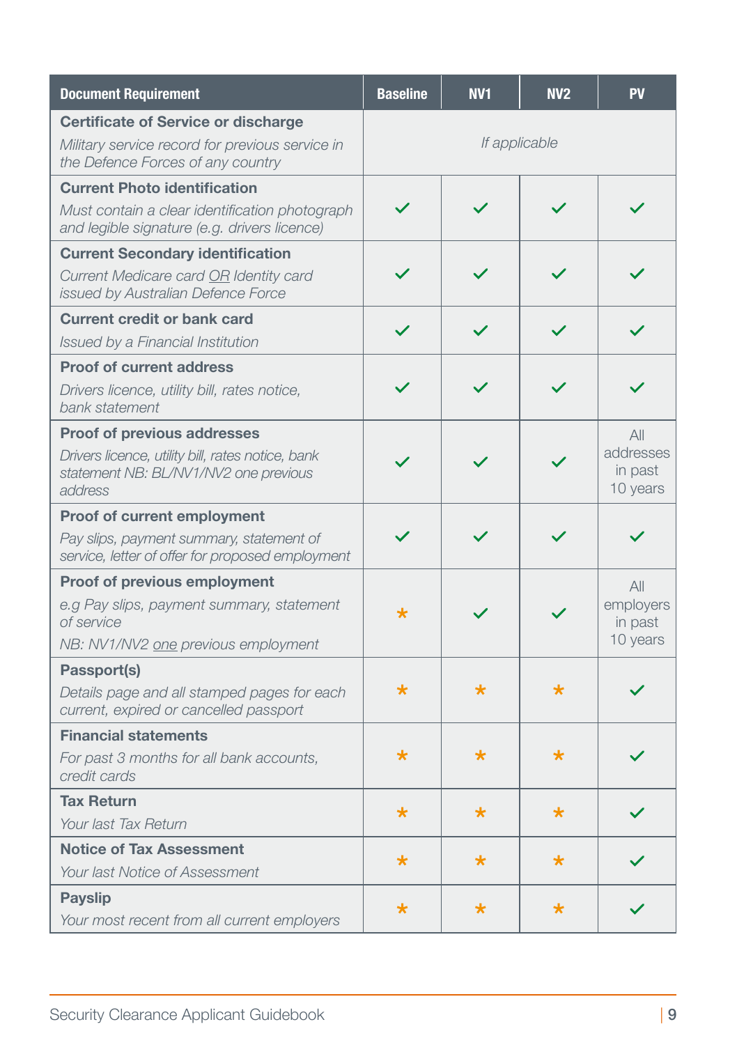| Document Requirement | Baseline | NV1 | NV2 | PV |
|---|---|---|---|---|
| **Certificate of Service or discharge**<br>*Military service record for previous service in the Defence Forces of any country* | *If applicable* | | | |
| **Current Photo identification**<br>*Must contain a clear identification photograph and legible signature (e.g. drivers licence)* | ✓ | ✓ | ✓ | ✓ |
| **Current Secondary identification**<br>*Current Medicare card OR Identity card issued by Australian Defence Force* | ✓ | ✓ | ✓ | ✓ |
| **Current credit or bank card**<br>*Issued by a Financial Institution* | ✓ | ✓ | ✓ | ✓ |
| **Proof of current address**<br>*Drivers licence, utility bill, rates notice, bank statement* | ✓ | ✓ | ✓ | ✓ |
| **Proof of previous addresses**<br>*Drivers licence, utility bill, rates notice, bank statement NB: BL/NV1/NV2 one previous address* | ✓ | ✓ | ✓ | All addresses in past 10 years |
| **Proof of current employment**<br>*Pay slips, payment summary, statement of service, letter of offer for proposed employment* | ✓ | ✓ | ✓ | ✓ |
| **Proof of previous employment**<br>*e.g Pay slips, payment summary, statement of service*<br>*NB: NV1/NV2 one previous employment* | * | ✓ | ✓ | All employers in past 10 years |
| **Passport(s)**<br>*Details page and all stamped pages for each current, expired or cancelled passport* | * | * | * | ✓ |
| **Financial statements**<br>*For past 3 months for all bank accounts, credit cards* | * | * | * | ✓ |
| **Tax Return**<br>*Your last Tax Return* | * | * | * | ✓ |
| **Notice of Tax Assessment**<br>*Your last Notice of Assessment* | * | * | * | ✓ |
| **Payslip**<br>*Your most recent from all current employers* | * | * | * | ✓ |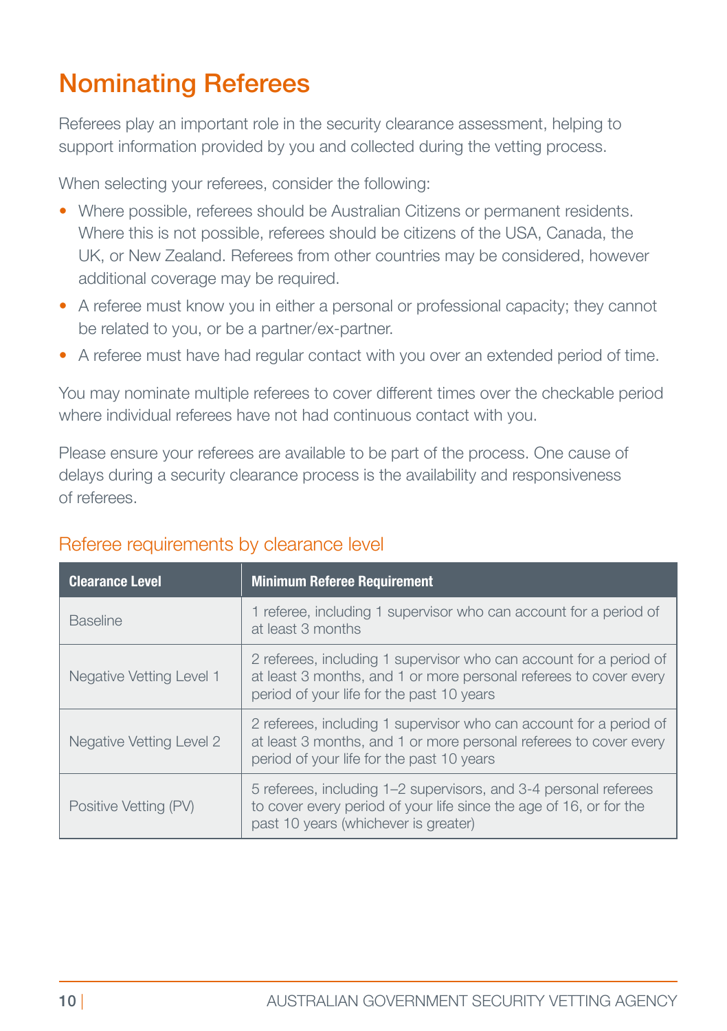# Nominating Referees

Referees play an important role in the security clearance assessment, helping to support information provided by you and collected during the vetting process.

When selecting your referees, consider the following:

- Where possible, referees should be Australian Citizens or permanent residents. Where this is not possible, referees should be citizens of the USA, Canada, the UK, or New Zealand. Referees from other countries may be considered, however additional coverage may be required.
- A referee must know you in either a personal or professional capacity; they cannot be related to you, or be a partner/ex-partner.
- A referee must have had regular contact with you over an extended period of time.

You may nominate multiple referees to cover different times over the checkable period where individual referees have not had continuous contact with you.

Please ensure your referees are available to be part of the process. One cause of delays during a security clearance process is the availability and responsiveness of referees.

## Referee requirements by clearance level

| Clearance Level | Minimum Referee Requirement |
|---|---|
| Baseline | 1 referee, including 1 supervisor who can account for a period of at least 3 months |
| Negative Vetting Level 1 | 2 referees, including 1 supervisor who can account for a period of at least 3 months, and 1 or more personal referees to cover every period of your life for the past 10 years |
| Negative Vetting Level 2 | 2 referees, including 1 supervisor who can account for a period of at least 3 months, and 1 or more personal referees to cover every period of your life for the past 10 years |
| Positive Vetting (PV) | 5 referees, including 1–2 supervisors, and 3-4 personal referees to cover every period of your life since the age of 16, or for the past 10 years (whichever is greater) |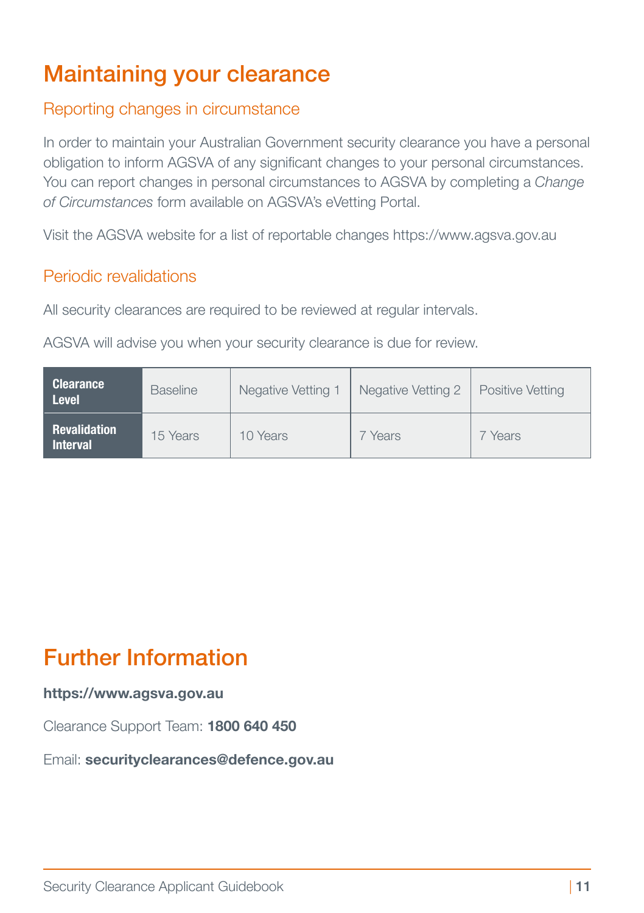# Maintaining your clearance

## Reporting changes in circumstance

In order to maintain your Australian Government security clearance you have a personal obligation to inform AGSVA of any significant changes to your personal circumstances. You can report changes in personal circumstances to AGSVA by completing a *Change of Circumstances* form available on AGSVA's eVetting Portal.

Visit the AGSVA website for a list of reportable changes https://www.agsva.gov.au

## Periodic revalidations

All security clearances are required to be reviewed at regular intervals.

AGSVA will advise you when your security clearance is due for review.

| **Clearance Level** | Baseline | Negative Vetting 1 | Negative Vetting 2 | Positive Vetting |
|---|---|---|---|---|
| **Revalidation Interval** | 15 Years | 10 Years | 7 Years | 7 Years |

# Further Information

**https://www.agsva.gov.au**

Clearance Support Team: **1800 640 450**

Email: **securityclearances@defence.gov.au**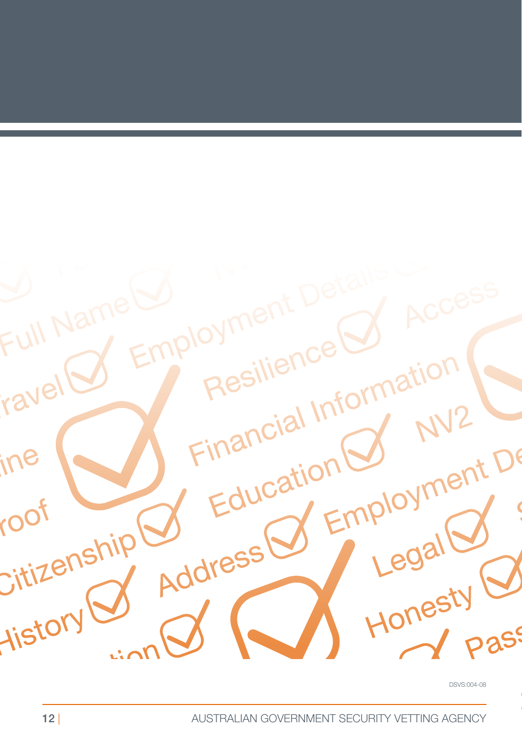DSVS:004-08